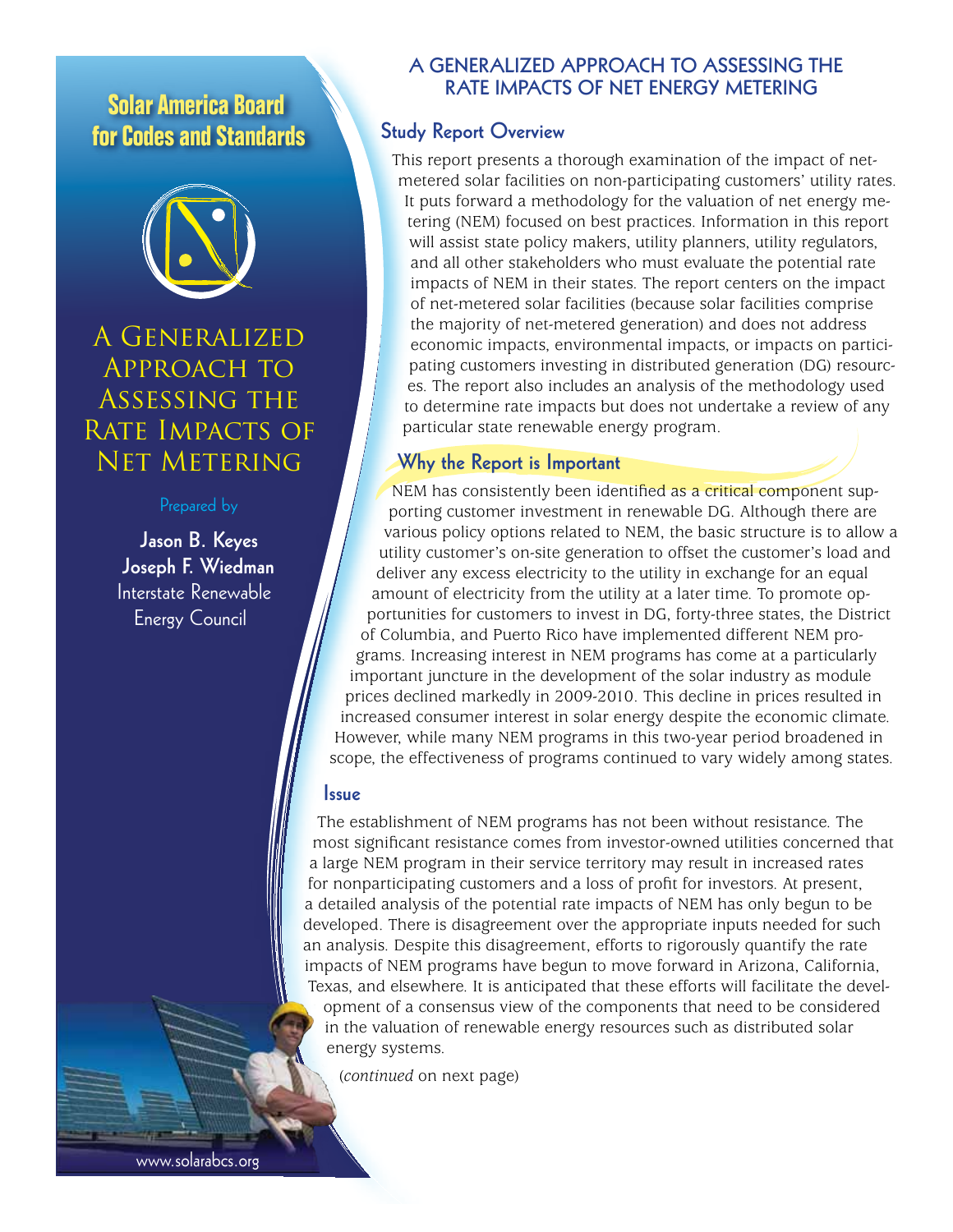# Solar America Board for Codes and Standards

# A Generalized Approach to Assessing the Rate Impacts of Net Metering

Prepared by

**Jason B. Keyes**
**Joseph F. Wiedman**
Interstate Renewable Energy Council

www.solarabcs.org

## A GENERALIZED APPROACH TO ASSESSING THE RATE IMPACTS OF NET ENERGY METERING

### Study Report Overview

This report presents a thorough examination of the impact of net-metered solar facilities on non-participating customers' utility rates. It puts forward a methodology for the valuation of net energy metering (NEM) focused on best practices. Information in this report will assist state policy makers, utility planners, utility regulators, and all other stakeholders who must evaluate the potential rate impacts of NEM in their states. The report centers on the impact of net-metered solar facilities (because solar facilities comprise the majority of net-metered generation) and does not address economic impacts, environmental impacts, or impacts on participating customers investing in distributed generation (DG) resources. The report also includes an analysis of the methodology used to determine rate impacts but does not undertake a review of any particular state renewable energy program.

### Why the Report is Important

NEM has consistently been identified as a critical component supporting customer investment in renewable DG. Although there are various policy options related to NEM, the basic structure is to allow a utility customer's on-site generation to offset the customer's load and deliver any excess electricity to the utility in exchange for an equal amount of electricity from the utility at a later time. To promote opportunities for customers to invest in DG, forty-three states, the District of Columbia, and Puerto Rico have implemented different NEM programs. Increasing interest in NEM programs has come at a particularly important juncture in the development of the solar industry as module prices declined markedly in 2009-2010. This decline in prices resulted in increased consumer interest in solar energy despite the economic climate. However, while many NEM programs in this two-year period broadened in scope, the effectiveness of programs continued to vary widely among states.

### Issue

The establishment of NEM programs has not been without resistance. The most significant resistance comes from investor-owned utilities concerned that a large NEM program in their service territory may result in increased rates for nonparticipating customers and a loss of profit for investors. At present, a detailed analysis of the potential rate impacts of NEM has only begun to be developed. There is disagreement over the appropriate inputs needed for such an analysis. Despite this disagreement, efforts to rigorously quantify the rate impacts of NEM programs have begun to move forward in Arizona, California, Texas, and elsewhere. It is anticipated that these efforts will facilitate the development of a consensus view of the components that need to be considered in the valuation of renewable energy resources such as distributed solar energy systems.

(*continued* on next page)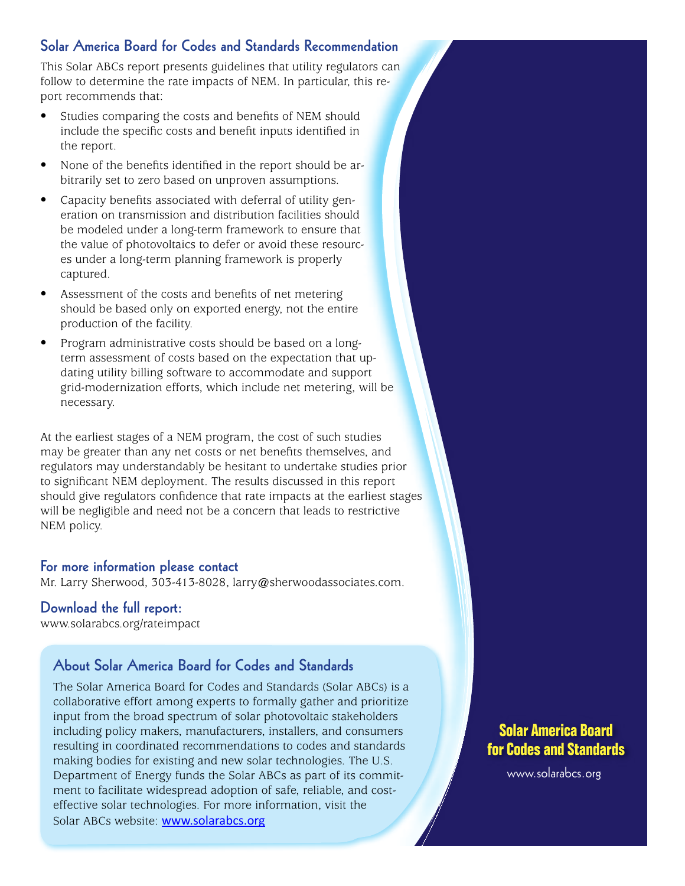## Solar America Board for Codes and Standards Recommendation

This Solar ABCs report presents guidelines that utility regulators can follow to determine the rate impacts of NEM. In particular, this report recommends that:

- Studies comparing the costs and benefits of NEM should include the specific costs and benefit inputs identified in the report.
- None of the benefits identified in the report should be arbitrarily set to zero based on unproven assumptions.
- Capacity benefits associated with deferral of utility generation on transmission and distribution facilities should be modeled under a long-term framework to ensure that the value of photovoltaics to defer or avoid these resources under a long-term planning framework is properly captured.
- Assessment of the costs and benefits of net metering should be based only on exported energy, not the entire production of the facility.
- Program administrative costs should be based on a long-term assessment of costs based on the expectation that updating utility billing software to accommodate and support grid-modernization efforts, which include net metering, will be necessary.

At the earliest stages of a NEM program, the cost of such studies may be greater than any net costs or net benefits themselves, and regulators may understandably be hesitant to undertake studies prior to significant NEM deployment. The results discussed in this report should give regulators confidence that rate impacts at the earliest stages will be negligible and need not be a concern that leads to restrictive NEM policy.

### For more information please contact

Mr. Larry Sherwood, 303-413-8028, larry@sherwoodassociates.com.

### Download the full report:

www.solarabcs.org/rateimpact

### About Solar America Board for Codes and Standards

The Solar America Board for Codes and Standards (Solar ABCs) is a collaborative effort among experts to formally gather and prioritize input from the broad spectrum of solar photovoltaic stakeholders including policy makers, manufacturers, installers, and consumers resulting in coordinated recommendations to codes and standards making bodies for existing and new solar technologies. The U.S. Department of Energy funds the Solar ABCs as part of its commitment to facilitate widespread adoption of safe, reliable, and cost-effective solar technologies. For more information, visit the Solar ABCs website: www.solarabcs.org

**Solar America Board for Codes and Standards**

www.solarabcs.org